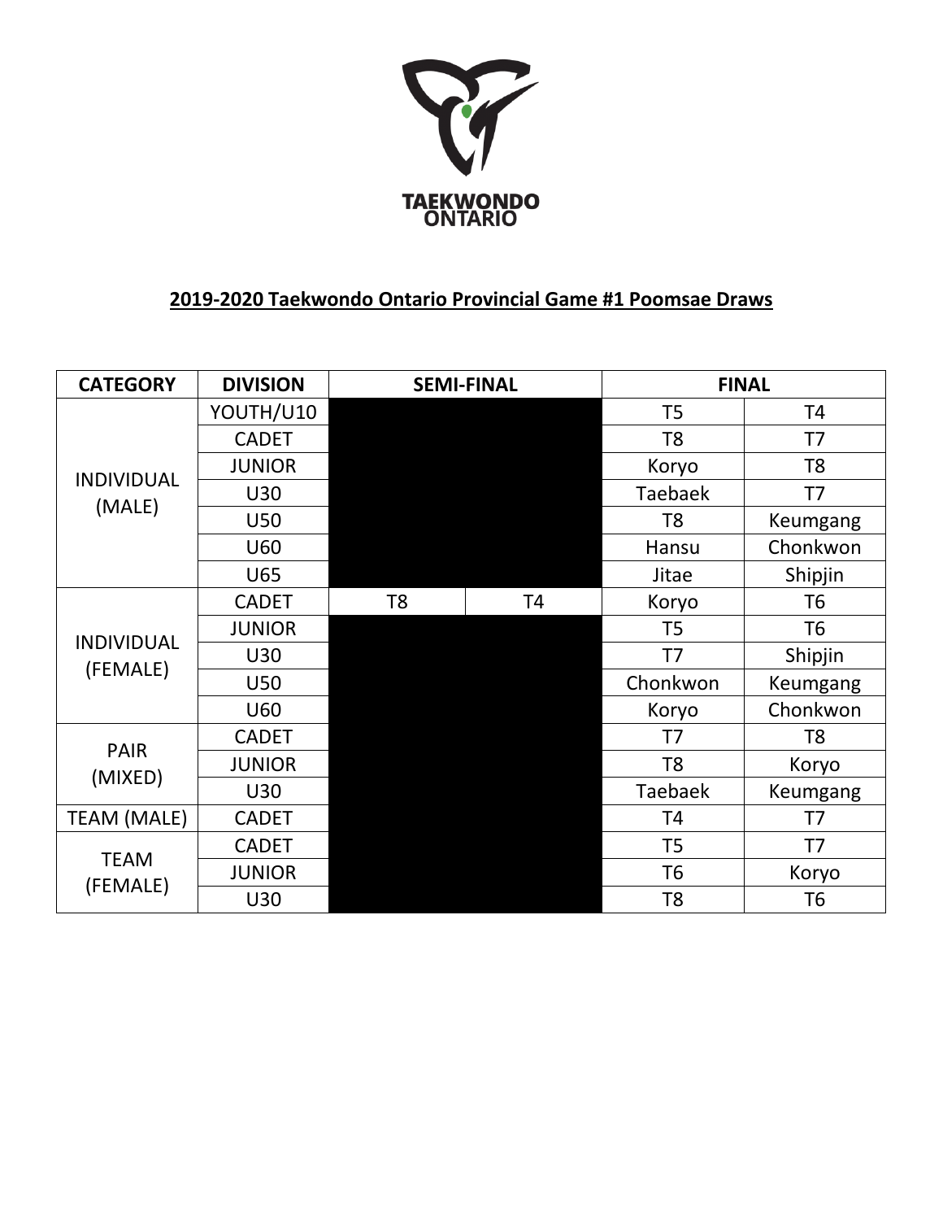TAEKWONDO ONTARIO

## 2019-2020 Taekwondo Ontario Provincial Game #1 Poomsae Draws

| CATEGORY | DIVISION | SEMI-FINAL | | FINAL | |
|---|---|---|---|---|---|
| INDIVIDUAL (MALE) | YOUTH/U10 | | | T5 | T4 |
| | CADET | | | T8 | T7 |
| | JUNIOR | | | Koryo | T8 |
| | U30 | | | Taebaek | T7 |
| | U50 | | | T8 | Keumgang |
| | U60 | | | Hansu | Chonkwon |
| | U65 | | | Jitae | Shipjin |
| INDIVIDUAL (FEMALE) | CADET | T8 | T4 | Koryo | T6 |
| | JUNIOR | | | T5 | T6 |
| | U30 | | | T7 | Shipjin |
| | U50 | | | Chonkwon | Keumgang |
| | U60 | | | Koryo | Chonkwon |
| PAIR (MIXED) | CADET | | | T7 | T8 |
| | JUNIOR | | | T8 | Koryo |
| | U30 | | | Taebaek | Keumgang |
| TEAM (MALE) | CADET | | | T4 | T7 |
| TEAM (FEMALE) | CADET | | | T5 | T7 |
| | JUNIOR | | | T6 | Koryo |
| | U30 | | | T8 | T6 |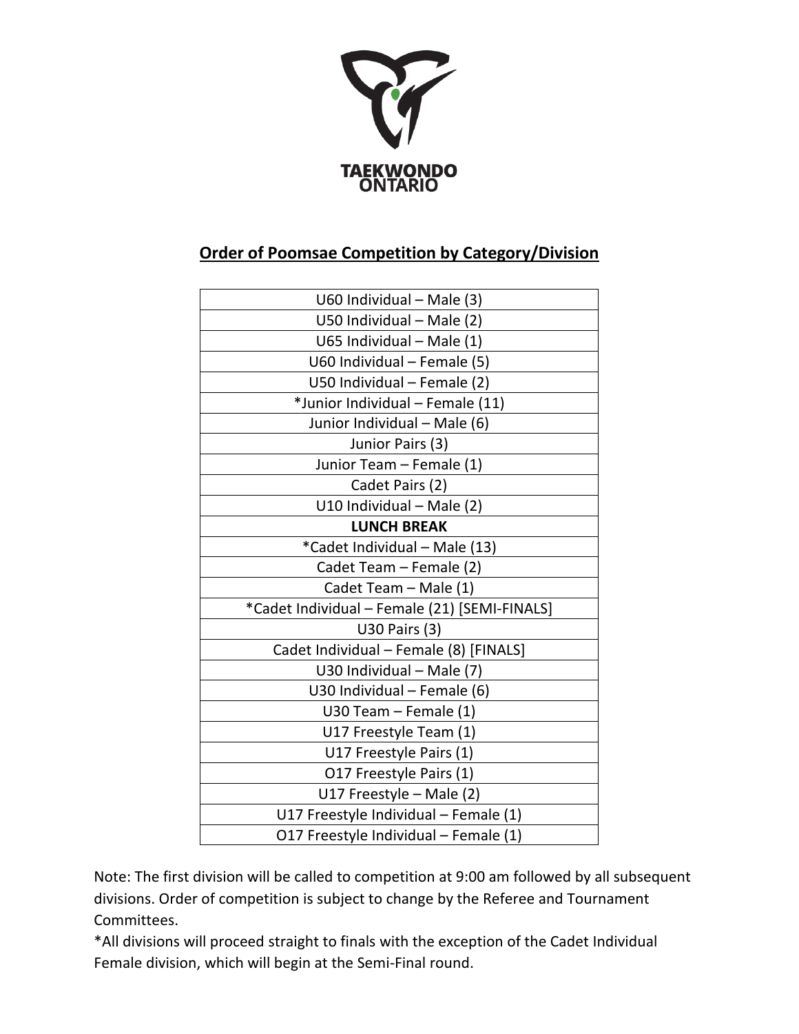TAEKWONDO ONTARIO

## Order of Poomsae Competition by Category/Division

| |
|---|
| U60 Individual – Male (3) |
| U50 Individual – Male (2) |
| U65 Individual – Male (1) |
| U60 Individual – Female (5) |
| U50 Individual – Female (2) |
| *Junior Individual – Female (11) |
| Junior Individual – Male (6) |
| Junior Pairs (3) |
| Junior Team – Female (1) |
| Cadet Pairs (2) |
| U10 Individual – Male (2) |
| **LUNCH BREAK** |
| *Cadet Individual – Male (13) |
| Cadet Team – Female (2) |
| Cadet Team – Male (1) |
| *Cadet Individual – Female (21) [SEMI-FINALS] |
| U30 Pairs (3) |
| Cadet Individual – Female (8) [FINALS] |
| U30 Individual – Male (7) |
| U30 Individual – Female (6) |
| U30 Team – Female (1) |
| U17 Freestyle Team (1) |
| U17 Freestyle Pairs (1) |
| O17 Freestyle Pairs (1) |
| U17 Freestyle – Male (2) |
| U17 Freestyle Individual – Female (1) |
| O17 Freestyle Individual – Female (1) |

Note: The first division will be called to competition at 9:00 am followed by all subsequent divisions. Order of competition is subject to change by the Referee and Tournament Committees.

*All divisions will proceed straight to finals with the exception of the Cadet Individual Female division, which will begin at the Semi-Final round.